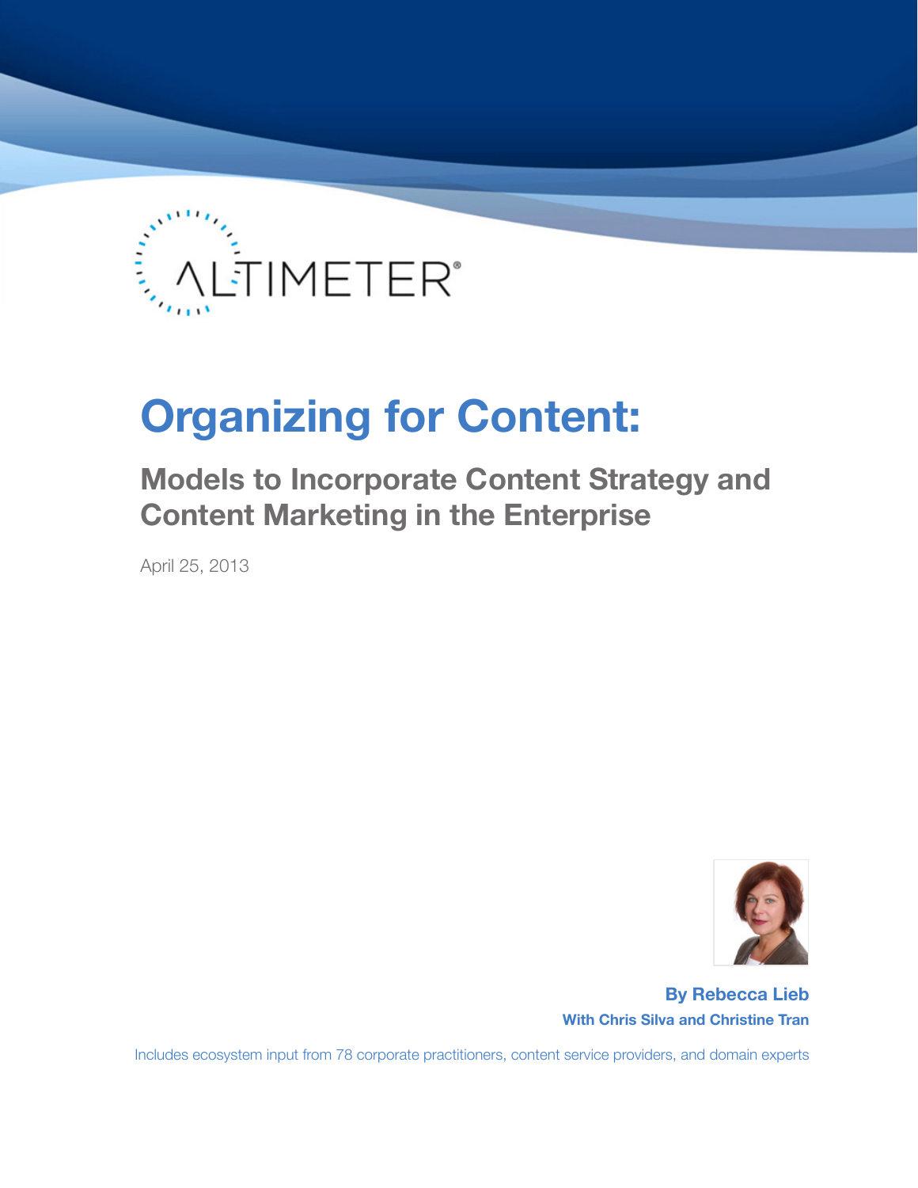# Organizing for Content:

## Models to Incorporate Content Strategy and Content Marketing in the Enterprise

April 25, 2013

**By Rebecca Lieb**

**With Chris Silva and Christine Tran**

Includes ecosystem input from 78 corporate practitioners, content service providers, and domain experts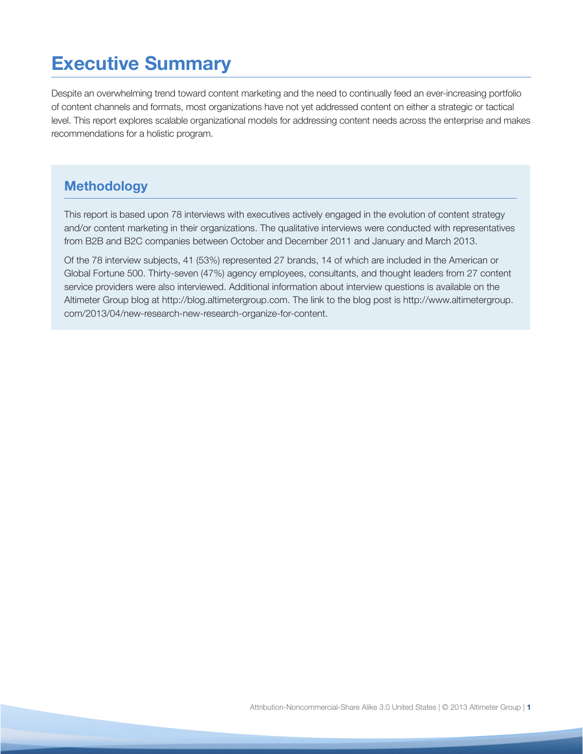# Executive Summary

Despite an overwhelming trend toward content marketing and the need to continually feed an ever-increasing portfolio of content channels and formats, most organizations have not yet addressed content on either a strategic or tactical level. This report explores scalable organizational models for addressing content needs across the enterprise and makes recommendations for a holistic program.

## Methodology

This report is based upon 78 interviews with executives actively engaged in the evolution of content strategy and/or content marketing in their organizations. The qualitative interviews were conducted with representatives from B2B and B2C companies between October and December 2011 and January and March 2013.

Of the 78 interview subjects, 41 (53%) represented 27 brands, 14 of which are included in the American or Global Fortune 500. Thirty-seven (47%) agency employees, consultants, and thought leaders from 27 content service providers were also interviewed. Additional information about interview questions is available on the Altimeter Group blog at http://blog.altimetergroup.com. The link to the blog post is http://www.altimetergroup.com/2013/04/new-research-new-research-organize-for-content.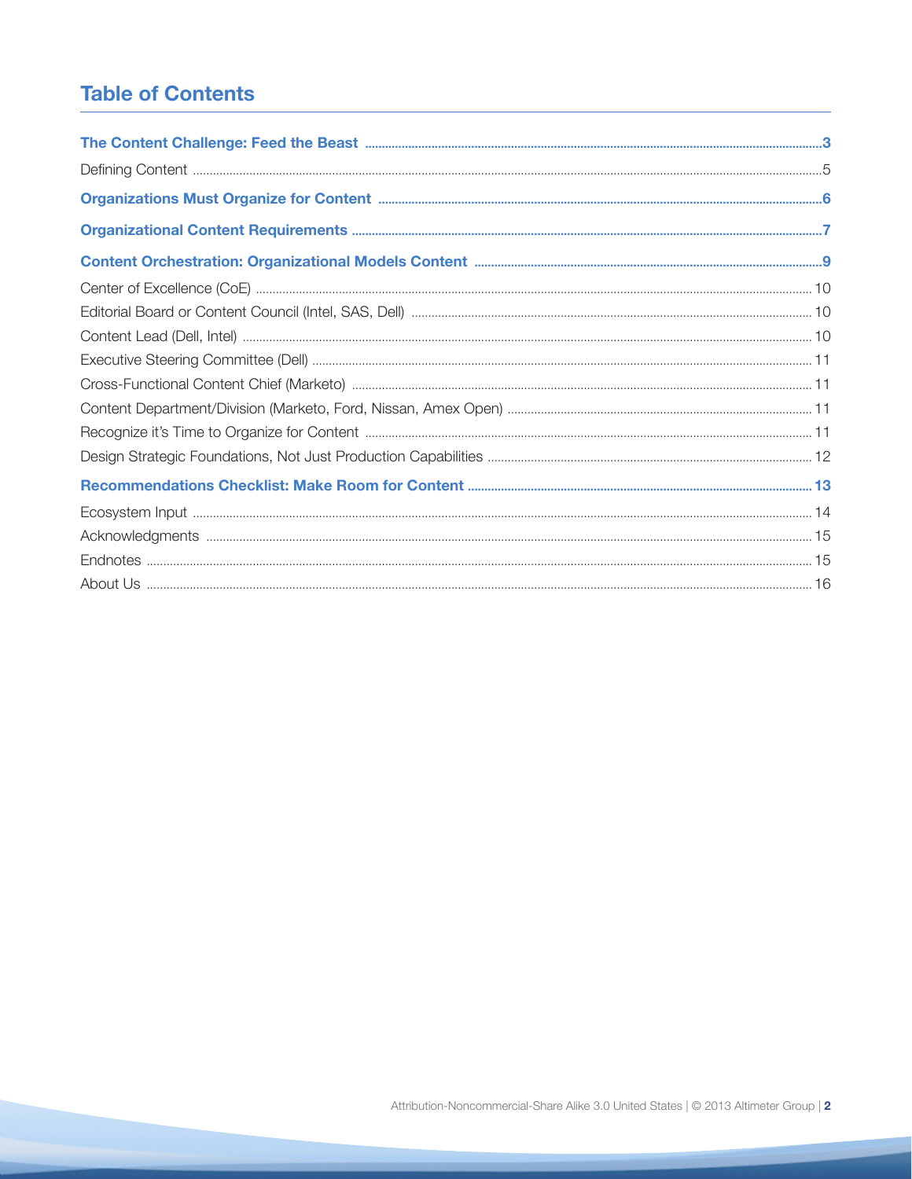## Table of Contents

**The Content Challenge: Feed the Beast** .................................................. 3

Defining Content .................................................. 5

**Organizations Must Organize for Content** .................................................. 6

**Organizational Content Requirements** .................................................. 7

**Content Orchestration: Organizational Models Content** .................................................. 9

Center of Excellence (CoE) .................................................. 10

Editorial Board or Content Council (Intel, SAS, Dell) .................................................. 10

Content Lead (Dell, Intel) .................................................. 10

Executive Steering Committee (Dell) .................................................. 11

Cross-Functional Content Chief (Marketo) .................................................. 11

Content Department/Division (Marketo, Ford, Nissan, Amex Open) .................................................. 11

Recognize it's Time to Organize for Content .................................................. 11

Design Strategic Foundations, Not Just Production Capabilities .................................................. 12

**Recommendations Checklist: Make Room for Content** .................................................. 13

Ecosystem Input .................................................. 14

Acknowledgments .................................................. 15

Endnotes .................................................. 15

About Us .................................................. 16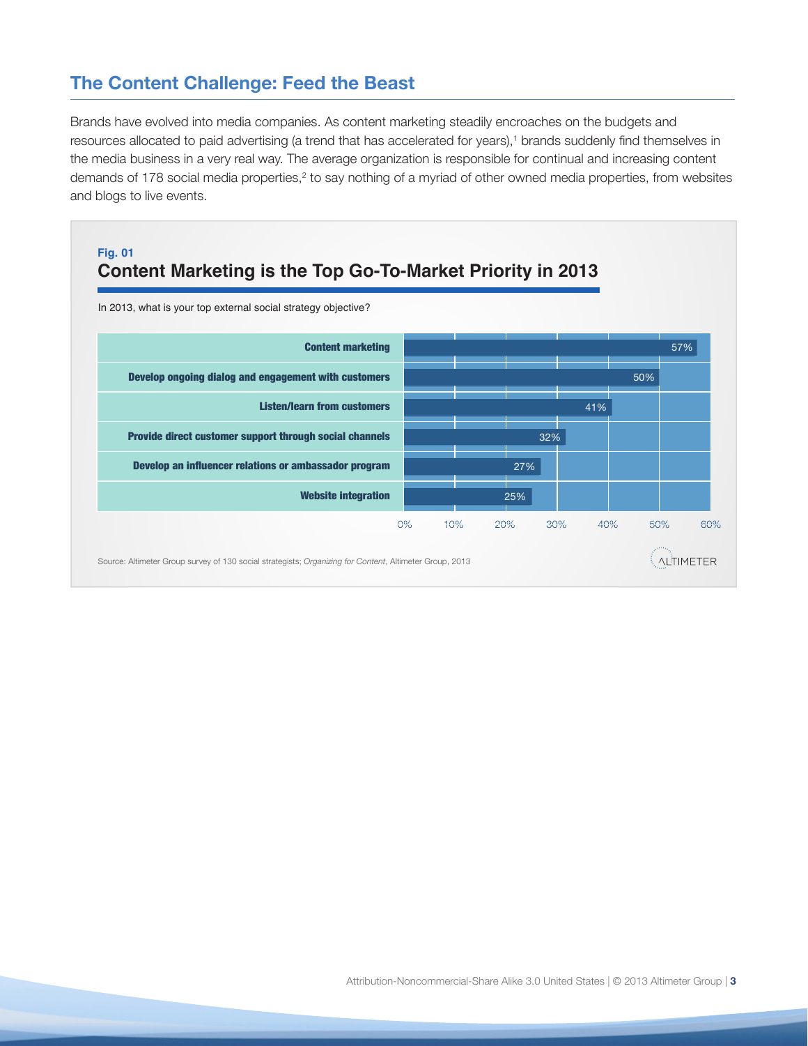## The Content Challenge: Feed the Beast

Brands have evolved into media companies. As content marketing steadily encroaches on the budgets and resources allocated to paid advertising (a trend that has accelerated for years),[1] brands suddenly find themselves in the media business in a very real way. The average organization is responsible for continual and increasing content demands of 178 social media properties,[2] to say nothing of a myriad of other owned media properties, from websites and blogs to live events.

**Fig. 01**

### Content Marketing is the Top Go-To-Market Priority in 2013

In 2013, what is your top external social strategy objective?

| Objective | Percentage |
| --- | --- |
| Content marketing | 57% |
| Develop ongoing dialog and engagement with customers | 50% |
| Listen/learn from customers | 41% |
| Provide direct customer support through social channels | 32% |
| Develop an influencer relations or ambassador program | 27% |
| Website integration | 25% |

Source: Altimeter Group survey of 130 social strategists; *Organizing for Content*, Altimeter Group, 2013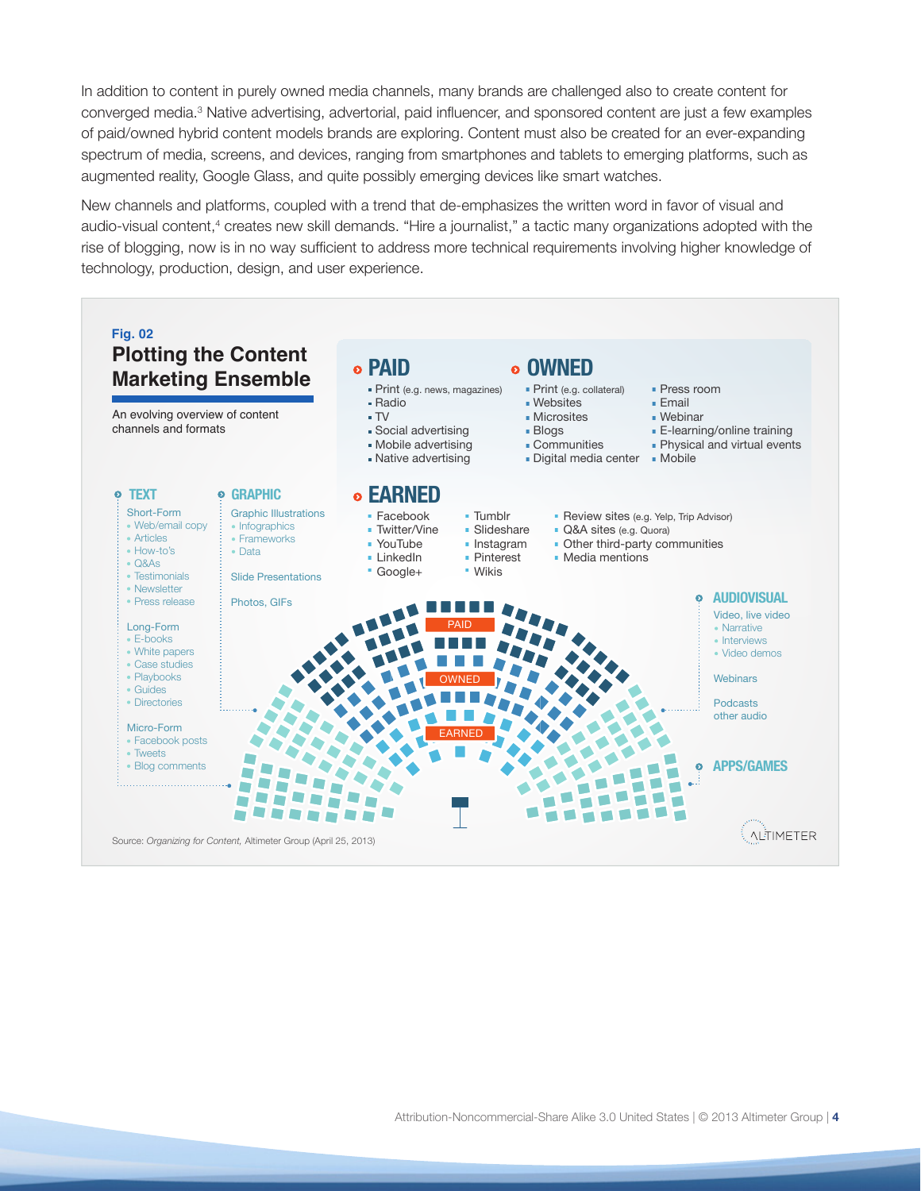In addition to content in purely owned media channels, many brands are challenged also to create content for converged media.[3] Native advertising, advertorial, paid influencer, and sponsored content are just a few examples of paid/owned hybrid content models brands are exploring. Content must also be created for an ever-expanding spectrum of media, screens, and devices, ranging from smartphones and tablets to emerging platforms, such as augmented reality, Google Glass, and quite possibly emerging devices like smart watches.

New channels and platforms, coupled with a trend that de-emphasizes the written word in favor of visual and audio-visual content,[4] creates new skill demands. "Hire a journalist," a tactic many organizations adopted with the rise of blogging, now is in no way sufficient to address more technical requirements involving higher knowledge of technology, production, design, and user experience.

**Fig. 02**

## Plotting the Content Marketing Ensemble

An evolving overview of content channels and formats

### PAID

- Print (e.g. news, magazines)
- Radio
- TV
- Social advertising
- Mobile advertising
- Native advertising

### OWNED

- Print (e.g. collateral)
- Websites
- Microsites
- Blogs
- Communities
- Digital media center
- Press room
- Email
- Webinar
- E-learning/online training
- Physical and virtual events
- Mobile

### EARNED

- Facebook
- Twitter/Vine
- YouTube
- LinkedIn
- Google+
- Tumblr
- Slideshare
- Instagram
- Pinterest
- Wikis
- Review sites (e.g. Yelp, Trip Advisor)
- Q&A sites (e.g. Quora)
- Other third-party communities
- Media mentions

### TEXT

Short-Form
- Web/email copy
- Articles
- How-to's
- Q&As
- Testimonials
- Newsletter
- Press release

Long-Form
- E-books
- White papers
- Case studies
- Playbooks
- Guides
- Directories

Micro-Form
- Facebook posts
- Tweets
- Blog comments

### GRAPHIC

Graphic Illustrations
- Infographics
- Frameworks
- Data

Slide Presentations

Photos, GIFs

### AUDIOVISUAL

Video, live video
- Narrative
- Interviews
- Video demos

Webinars

Podcasts other audio

### APPS/GAMES

PAID · OWNED · EARNED

Source: *Organizing for Content*, Altimeter Group (April 25, 2013)

ALTIMETER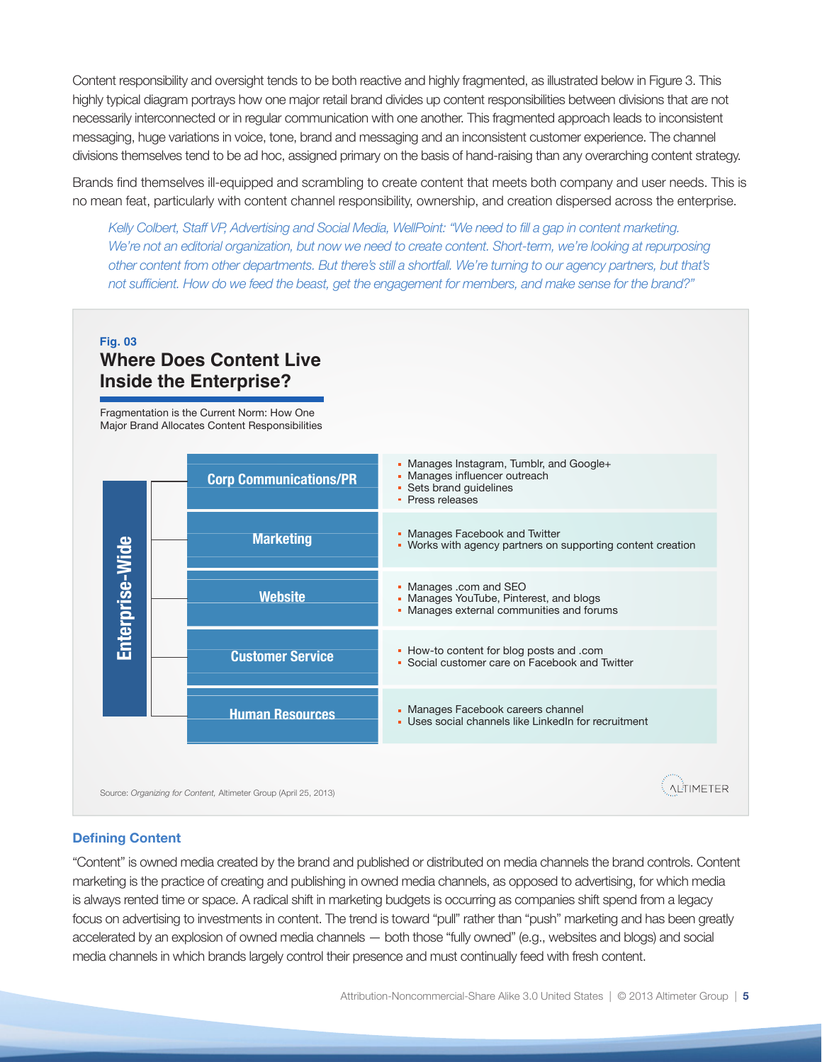Content responsibility and oversight tends to be both reactive and highly fragmented, as illustrated below in Figure 3. This highly typical diagram portrays how one major retail brand divides up content responsibilities between divisions that are not necessarily interconnected or in regular communication with one another. This fragmented approach leads to inconsistent messaging, huge variations in voice, tone, brand and messaging and an inconsistent customer experience. The channel divisions themselves tend to be ad hoc, assigned primary on the basis of hand-raising than any overarching content strategy.

Brands find themselves ill-equipped and scrambling to create content that meets both company and user needs. This is no mean feat, particularly with content channel responsibility, ownership, and creation dispersed across the enterprise.

> *Kelly Colbert, Staff VP, Advertising and Social Media, WellPoint: "We need to fill a gap in content marketing. We're not an editorial organization, but now we need to create content. Short-term, we're looking at repurposing other content from other departments. But there's still a shortfall. We're turning to our agency partners, but that's not sufficient. How do we feed the beast, get the engagement for members, and make sense for the brand?"*

**Fig. 03**

**Where Does Content Live Inside the Enterprise?**

Fragmentation is the Current Norm: How One Major Brand Allocates Content Responsibilities

| Enterprise-Wide | Responsibilities |
|---|---|
| **Corp Communications/PR** | • Manages Instagram, Tumblr, and Google+<br>• Manages influencer outreach<br>• Sets brand guidelines<br>• Press releases |
| **Marketing** | • Manages Facebook and Twitter<br>• Works with agency partners on supporting content creation |
| **Website** | • Manages .com and SEO<br>• Manages YouTube, Pinterest, and blogs<br>• Manages external communities and forums |
| **Customer Service** | • How-to content for blog posts and .com<br>• Social customer care on Facebook and Twitter |
| **Human Resources** | • Manages Facebook careers channel<br>• Uses social channels like LinkedIn for recruitment |

Source: *Organizing for Content,* Altimeter Group (April 25, 2013)

### Defining Content

"Content" is owned media created by the brand and published or distributed on media channels the brand controls. Content marketing is the practice of creating and publishing in owned media channels, as opposed to advertising, for which media is always rented time or space. A radical shift in marketing budgets is occurring as companies shift spend from a legacy focus on advertising to investments in content. The trend is toward "pull" rather than "push" marketing and has been greatly accelerated by an explosion of owned media channels — both those "fully owned" (e.g., websites and blogs) and social media channels in which brands largely control their presence and must continually feed with fresh content.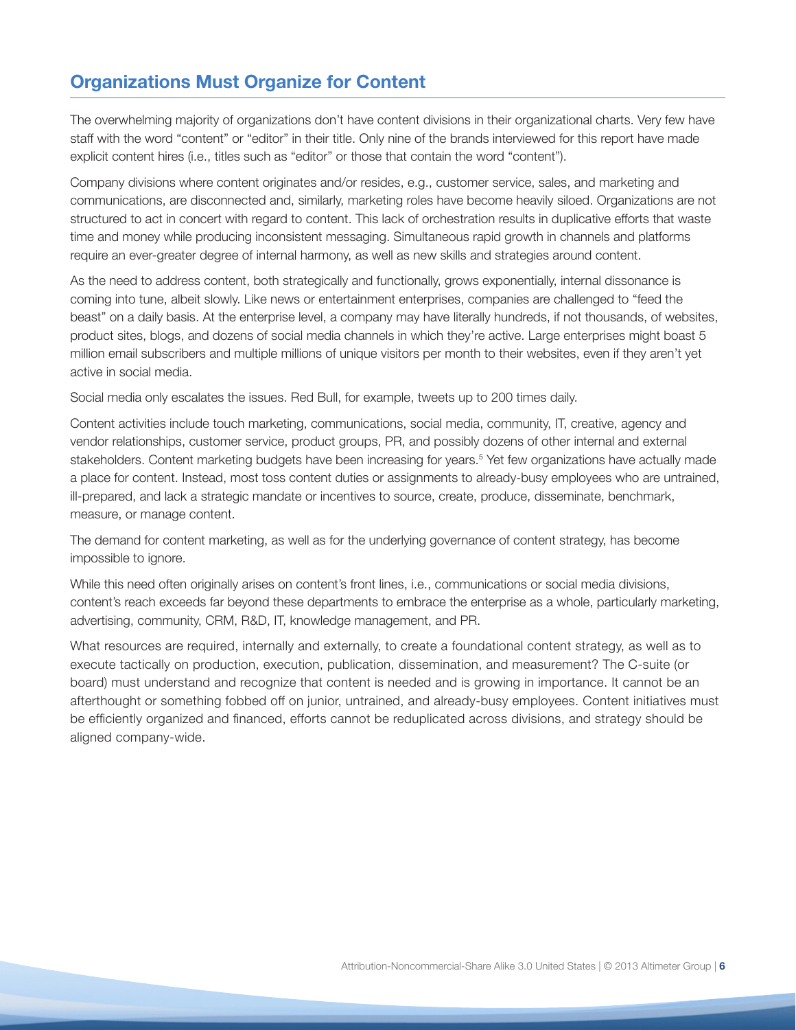## Organizations Must Organize for Content

The overwhelming majority of organizations don't have content divisions in their organizational charts. Very few have staff with the word "content" or "editor" in their title. Only nine of the brands interviewed for this report have made explicit content hires (i.e., titles such as "editor" or those that contain the word "content").

Company divisions where content originates and/or resides, e.g., customer service, sales, and marketing and communications, are disconnected and, similarly, marketing roles have become heavily siloed. Organizations are not structured to act in concert with regard to content. This lack of orchestration results in duplicative efforts that waste time and money while producing inconsistent messaging. Simultaneous rapid growth in channels and platforms require an ever-greater degree of internal harmony, as well as new skills and strategies around content.

As the need to address content, both strategically and functionally, grows exponentially, internal dissonance is coming into tune, albeit slowly. Like news or entertainment enterprises, companies are challenged to "feed the beast" on a daily basis. At the enterprise level, a company may have literally hundreds, if not thousands, of websites, product sites, blogs, and dozens of social media channels in which they're active. Large enterprises might boast 5 million email subscribers and multiple millions of unique visitors per month to their websites, even if they aren't yet active in social media.

Social media only escalates the issues. Red Bull, for example, tweets up to 200 times daily.

Content activities include touch marketing, communications, social media, community, IT, creative, agency and vendor relationships, customer service, product groups, PR, and possibly dozens of other internal and external stakeholders. Content marketing budgets have been increasing for years.[5] Yet few organizations have actually made a place for content. Instead, most toss content duties or assignments to already-busy employees who are untrained, ill-prepared, and lack a strategic mandate or incentives to source, create, produce, disseminate, benchmark, measure, or manage content.

The demand for content marketing, as well as for the underlying governance of content strategy, has become impossible to ignore.

While this need often originally arises on content's front lines, i.e., communications or social media divisions, content's reach exceeds far beyond these departments to embrace the enterprise as a whole, particularly marketing, advertising, community, CRM, R&D, IT, knowledge management, and PR.

What resources are required, internally and externally, to create a foundational content strategy, as well as to execute tactically on production, execution, publication, dissemination, and measurement? The C-suite (or board) must understand and recognize that content is needed and is growing in importance. It cannot be an afterthought or something fobbed off on junior, untrained, and already-busy employees. Content initiatives must be efficiently organized and financed, efforts cannot be reduplicated across divisions, and strategy should be aligned company-wide.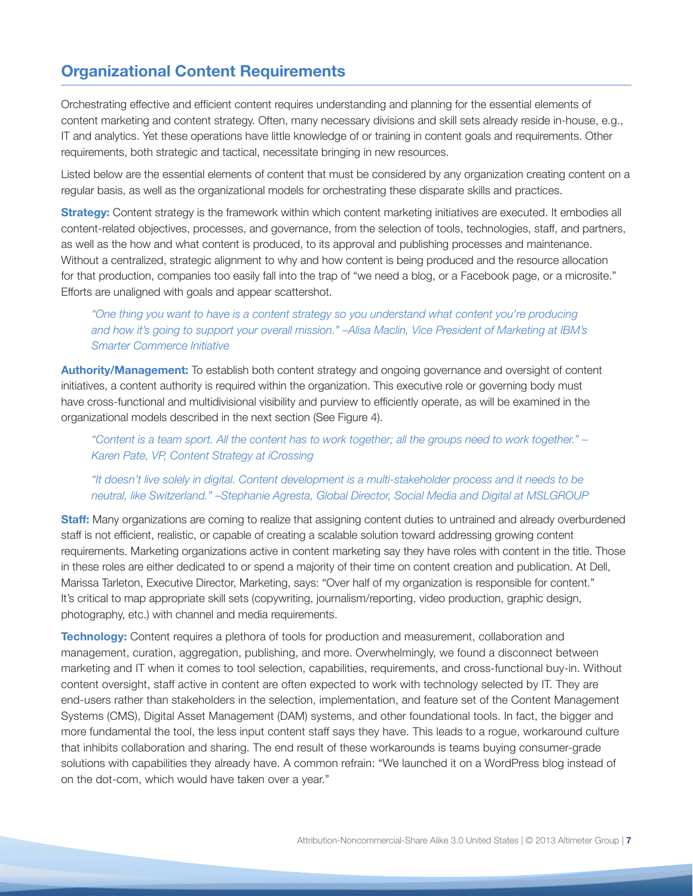## Organizational Content Requirements

Orchestrating effective and efficient content requires understanding and planning for the essential elements of content marketing and content strategy. Often, many necessary divisions and skill sets already reside in-house, e.g., IT and analytics. Yet these operations have little knowledge of or training in content goals and requirements. Other requirements, both strategic and tactical, necessitate bringing in new resources.

Listed below are the essential elements of content that must be considered by any organization creating content on a regular basis, as well as the organizational models for orchestrating these disparate skills and practices.

**Strategy:** Content strategy is the framework within which content marketing initiatives are executed. It embodies all content-related objectives, processes, and governance, from the selection of tools, technologies, staff, and partners, as well as the how and what content is produced, to its approval and publishing processes and maintenance. Without a centralized, strategic alignment to why and how content is being produced and the resource allocation for that production, companies too easily fall into the trap of "we need a blog, or a Facebook page, or a microsite." Efforts are unaligned with goals and appear scattershot.

> *"One thing you want to have is a content strategy so you understand what content you're producing and how it's going to support your overall mission." –Alisa Maclin, Vice President of Marketing at IBM's Smarter Commerce Initiative*

**Authority/Management:** To establish both content strategy and ongoing governance and oversight of content initiatives, a content authority is required within the organization. This executive role or governing body must have cross-functional and multidivisional visibility and purview to efficiently operate, as will be examined in the organizational models described in the next section (See Figure 4).

> *"Content is a team sport. All the content has to work together; all the groups need to work together." –Karen Pate, VP, Content Strategy at iCrossing*

> *"It doesn't live solely in digital. Content development is a multi-stakeholder process and it needs to be neutral, like Switzerland." –Stephanie Agresta, Global Director, Social Media and Digital at MSLGROUP*

**Staff:** Many organizations are coming to realize that assigning content duties to untrained and already overburdened staff is not efficient, realistic, or capable of creating a scalable solution toward addressing growing content requirements. Marketing organizations active in content marketing say they have roles with content in the title. Those in these roles are either dedicated to or spend a majority of their time on content creation and publication. At Dell, Marissa Tarleton, Executive Director, Marketing, says: "Over half of my organization is responsible for content." It's critical to map appropriate skill sets (copywriting, journalism/reporting, video production, graphic design, photography, etc.) with channel and media requirements.

**Technology:** Content requires a plethora of tools for production and measurement, collaboration and management, curation, aggregation, publishing, and more. Overwhelmingly, we found a disconnect between marketing and IT when it comes to tool selection, capabilities, requirements, and cross-functional buy-in. Without content oversight, staff active in content are often expected to work with technology selected by IT. They are end-users rather than stakeholders in the selection, implementation, and feature set of the Content Management Systems (CMS), Digital Asset Management (DAM) systems, and other foundational tools. In fact, the bigger and more fundamental the tool, the less input content staff says they have. This leads to a rogue, workaround culture that inhibits collaboration and sharing. The end result of these workarounds is teams buying consumer-grade solutions with capabilities they already have. A common refrain: "We launched it on a WordPress blog instead of on the dot-com, which would have taken over a year."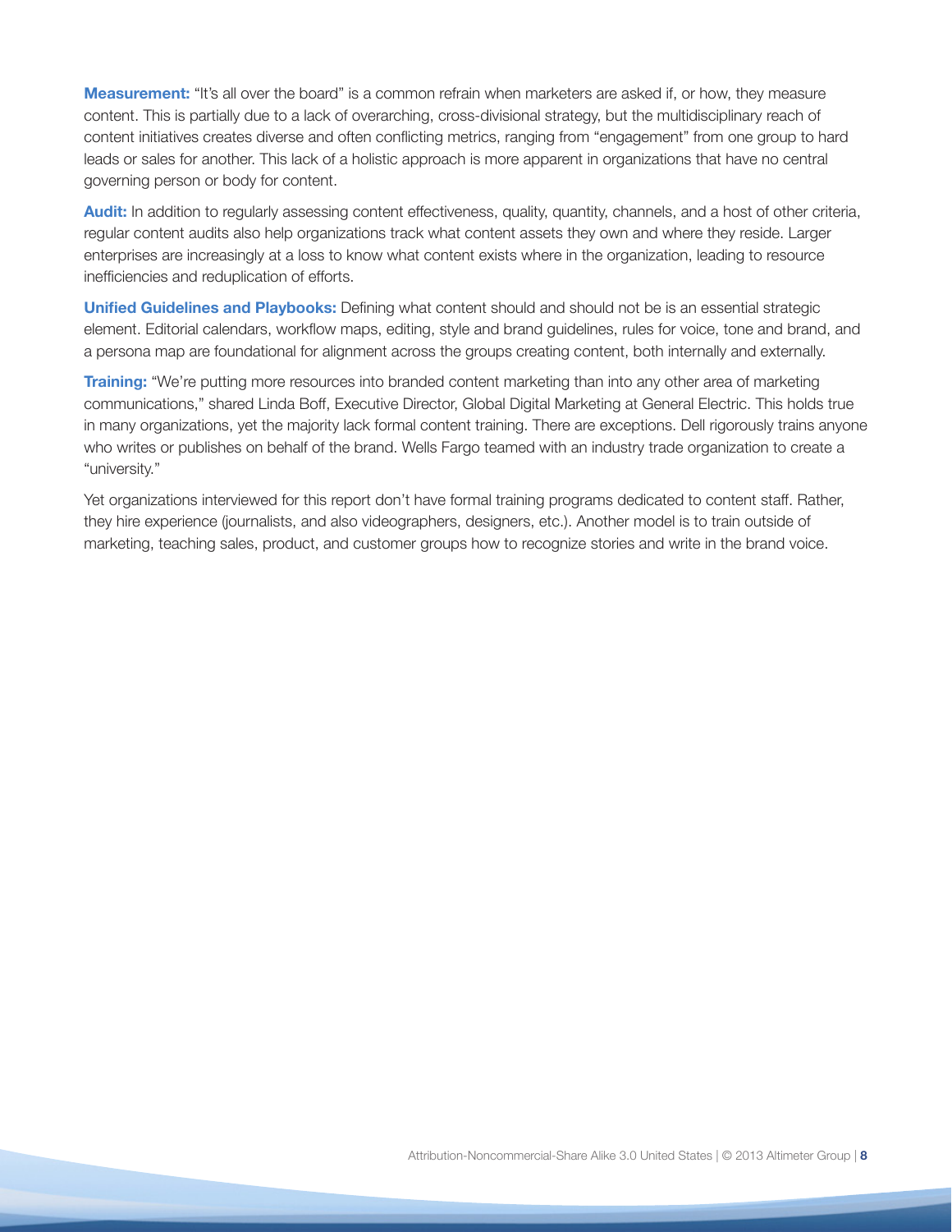**Measurement:** "It's all over the board" is a common refrain when marketers are asked if, or how, they measure content. This is partially due to a lack of overarching, cross-divisional strategy, but the multidisciplinary reach of content initiatives creates diverse and often conflicting metrics, ranging from "engagement" from one group to hard leads or sales for another. This lack of a holistic approach is more apparent in organizations that have no central governing person or body for content.

**Audit:** In addition to regularly assessing content effectiveness, quality, quantity, channels, and a host of other criteria, regular content audits also help organizations track what content assets they own and where they reside. Larger enterprises are increasingly at a loss to know what content exists where in the organization, leading to resource inefficiencies and reduplication of efforts.

**Unified Guidelines and Playbooks:** Defining what content should and should not be is an essential strategic element. Editorial calendars, workflow maps, editing, style and brand guidelines, rules for voice, tone and brand, and a persona map are foundational for alignment across the groups creating content, both internally and externally.

**Training:** "We're putting more resources into branded content marketing than into any other area of marketing communications," shared Linda Boff, Executive Director, Global Digital Marketing at General Electric. This holds true in many organizations, yet the majority lack formal content training. There are exceptions. Dell rigorously trains anyone who writes or publishes on behalf of the brand. Wells Fargo teamed with an industry trade organization to create a "university."

Yet organizations interviewed for this report don't have formal training programs dedicated to content staff. Rather, they hire experience (journalists, and also videographers, designers, etc.). Another model is to train outside of marketing, teaching sales, product, and customer groups how to recognize stories and write in the brand voice.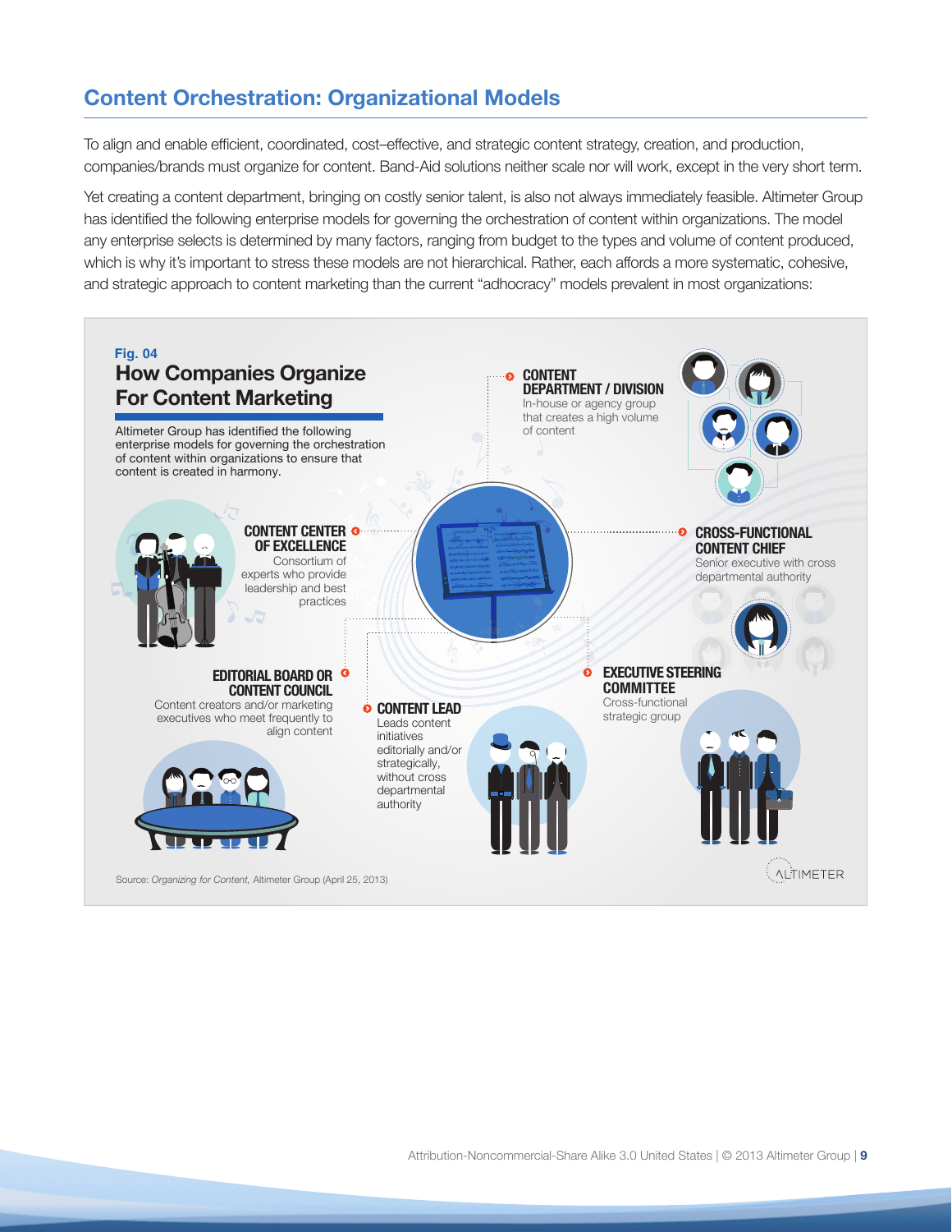## Content Orchestration: Organizational Models

To align and enable efficient, coordinated, cost–effective, and strategic content strategy, creation, and production, companies/brands must organize for content. Band-Aid solutions neither scale nor will work, except in the very short term.

Yet creating a content department, bringing on costly senior talent, is also not always immediately feasible. Altimeter Group has identified the following enterprise models for governing the orchestration of content within organizations. The model any enterprise selects is determined by many factors, ranging from budget to the types and volume of content produced, which is why it's important to stress these models are not hierarchical. Rather, each affords a more systematic, cohesive, and strategic approach to content marketing than the current "adhocracy" models prevalent in most organizations:

**Fig. 04**

### How Companies Organize For Content Marketing

Altimeter Group has identified the following enterprise models for governing the orchestration of content within organizations to ensure that content is created in harmony.

**CONTENT DEPARTMENT / DIVISION**
In-house or agency group that creates a high volume of content

**CONTENT CENTER OF EXCELLENCE**
Consortium of experts who provide leadership and best practices

**CROSS-FUNCTIONAL CONTENT CHIEF**
Senior executive with cross departmental authority

**EDITORIAL BOARD OR CONTENT COUNCIL**
Content creators and/or marketing executives who meet frequently to align content

**EXECUTIVE STEERING COMMITTEE**
Cross-functional strategic group

**CONTENT LEAD**
Leads content initiatives editorially and/or strategically, without cross departmental authority

Source: *Organizing for Content*, Altimeter Group (April 25, 2013)

ALTIMETER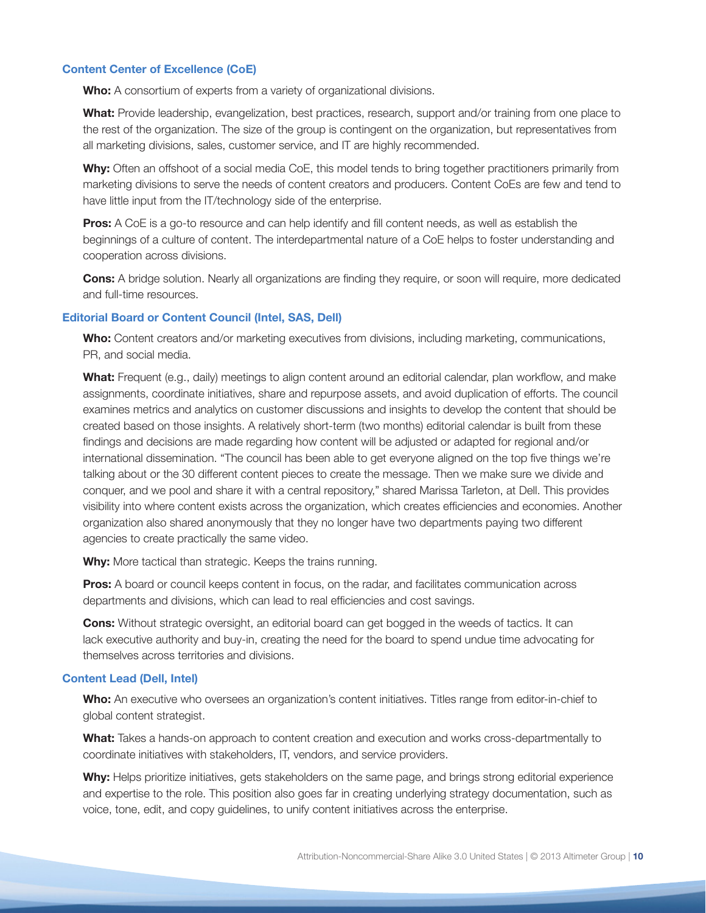### Content Center of Excellence (CoE)

**Who:** A consortium of experts from a variety of organizational divisions.

**What:** Provide leadership, evangelization, best practices, research, support and/or training from one place to the rest of the organization. The size of the group is contingent on the organization, but representatives from all marketing divisions, sales, customer service, and IT are highly recommended.

**Why:** Often an offshoot of a social media CoE, this model tends to bring together practitioners primarily from marketing divisions to serve the needs of content creators and producers. Content CoEs are few and tend to have little input from the IT/technology side of the enterprise.

**Pros:** A CoE is a go-to resource and can help identify and fill content needs, as well as establish the beginnings of a culture of content. The interdepartmental nature of a CoE helps to foster understanding and cooperation across divisions.

**Cons:** A bridge solution. Nearly all organizations are finding they require, or soon will require, more dedicated and full-time resources.

### Editorial Board or Content Council (Intel, SAS, Dell)

**Who:** Content creators and/or marketing executives from divisions, including marketing, communications, PR, and social media.

**What:** Frequent (e.g., daily) meetings to align content around an editorial calendar, plan workflow, and make assignments, coordinate initiatives, share and repurpose assets, and avoid duplication of efforts. The council examines metrics and analytics on customer discussions and insights to develop the content that should be created based on those insights. A relatively short-term (two months) editorial calendar is built from these findings and decisions are made regarding how content will be adjusted or adapted for regional and/or international dissemination. "The council has been able to get everyone aligned on the top five things we're talking about or the 30 different content pieces to create the message. Then we make sure we divide and conquer, and we pool and share it with a central repository," shared Marissa Tarleton, at Dell. This provides visibility into where content exists across the organization, which creates efficiencies and economies. Another organization also shared anonymously that they no longer have two departments paying two different agencies to create practically the same video.

**Why:** More tactical than strategic. Keeps the trains running.

**Pros:** A board or council keeps content in focus, on the radar, and facilitates communication across departments and divisions, which can lead to real efficiencies and cost savings.

**Cons:** Without strategic oversight, an editorial board can get bogged in the weeds of tactics. It can lack executive authority and buy-in, creating the need for the board to spend undue time advocating for themselves across territories and divisions.

### Content Lead (Dell, Intel)

**Who:** An executive who oversees an organization's content initiatives. Titles range from editor-in-chief to global content strategist.

**What:** Takes a hands-on approach to content creation and execution and works cross-departmentally to coordinate initiatives with stakeholders, IT, vendors, and service providers.

**Why:** Helps prioritize initiatives, gets stakeholders on the same page, and brings strong editorial experience and expertise to the role. This position also goes far in creating underlying strategy documentation, such as voice, tone, edit, and copy guidelines, to unify content initiatives across the enterprise.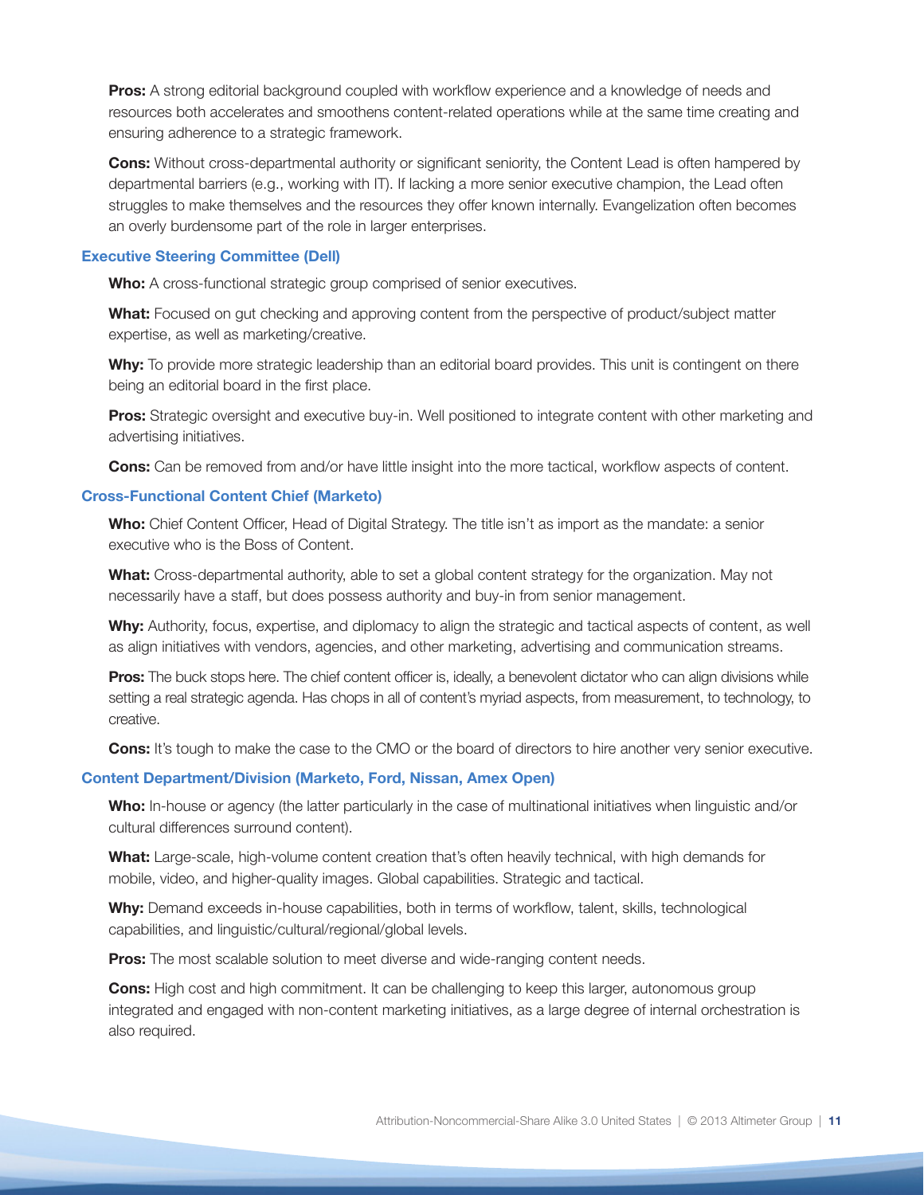**Pros:** A strong editorial background coupled with workflow experience and a knowledge of needs and resources both accelerates and smoothens content-related operations while at the same time creating and ensuring adherence to a strategic framework.

**Cons:** Without cross-departmental authority or significant seniority, the Content Lead is often hampered by departmental barriers (e.g., working with IT). If lacking a more senior executive champion, the Lead often struggles to make themselves and the resources they offer known internally. Evangelization often becomes an overly burdensome part of the role in larger enterprises.

### Executive Steering Committee (Dell)

**Who:** A cross-functional strategic group comprised of senior executives.

**What:** Focused on gut checking and approving content from the perspective of product/subject matter expertise, as well as marketing/creative.

**Why:** To provide more strategic leadership than an editorial board provides. This unit is contingent on there being an editorial board in the first place.

**Pros:** Strategic oversight and executive buy-in. Well positioned to integrate content with other marketing and advertising initiatives.

**Cons:** Can be removed from and/or have little insight into the more tactical, workflow aspects of content.

### Cross-Functional Content Chief (Marketo)

**Who:** Chief Content Officer, Head of Digital Strategy. The title isn't as import as the mandate: a senior executive who is the Boss of Content.

**What:** Cross-departmental authority, able to set a global content strategy for the organization. May not necessarily have a staff, but does possess authority and buy-in from senior management.

**Why:** Authority, focus, expertise, and diplomacy to align the strategic and tactical aspects of content, as well as align initiatives with vendors, agencies, and other marketing, advertising and communication streams.

**Pros:** The buck stops here. The chief content officer is, ideally, a benevolent dictator who can align divisions while setting a real strategic agenda. Has chops in all of content's myriad aspects, from measurement, to technology, to creative.

**Cons:** It's tough to make the case to the CMO or the board of directors to hire another very senior executive.

### Content Department/Division (Marketo, Ford, Nissan, Amex Open)

**Who:** In-house or agency (the latter particularly in the case of multinational initiatives when linguistic and/or cultural differences surround content).

**What:** Large-scale, high-volume content creation that's often heavily technical, with high demands for mobile, video, and higher-quality images. Global capabilities. Strategic and tactical.

**Why:** Demand exceeds in-house capabilities, both in terms of workflow, talent, skills, technological capabilities, and linguistic/cultural/regional/global levels.

**Pros:** The most scalable solution to meet diverse and wide-ranging content needs.

**Cons:** High cost and high commitment. It can be challenging to keep this larger, autonomous group integrated and engaged with non-content marketing initiatives, as a large degree of internal orchestration is also required.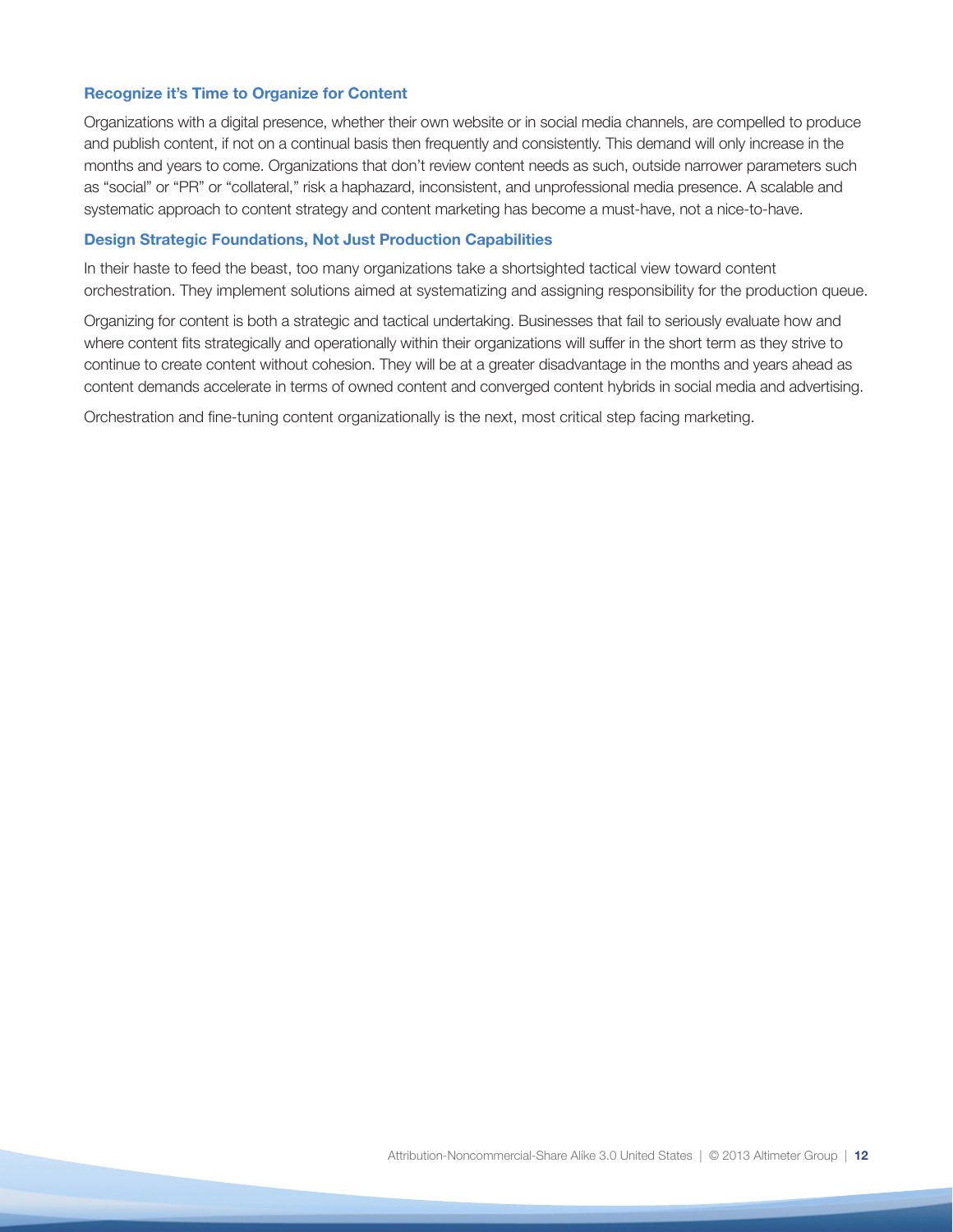### Recognize it's Time to Organize for Content

Organizations with a digital presence, whether their own website or in social media channels, are compelled to produce and publish content, if not on a continual basis then frequently and consistently. This demand will only increase in the months and years to come. Organizations that don't review content needs as such, outside narrower parameters such as "social" or "PR" or "collateral," risk a haphazard, inconsistent, and unprofessional media presence. A scalable and systematic approach to content strategy and content marketing has become a must-have, not a nice-to-have.

### Design Strategic Foundations, Not Just Production Capabilities

In their haste to feed the beast, too many organizations take a shortsighted tactical view toward content orchestration. They implement solutions aimed at systematizing and assigning responsibility for the production queue.

Organizing for content is both a strategic and tactical undertaking. Businesses that fail to seriously evaluate how and where content fits strategically and operationally within their organizations will suffer in the short term as they strive to continue to create content without cohesion. They will be at a greater disadvantage in the months and years ahead as content demands accelerate in terms of owned content and converged content hybrids in social media and advertising.

Orchestration and fine-tuning content organizationally is the next, most critical step facing marketing.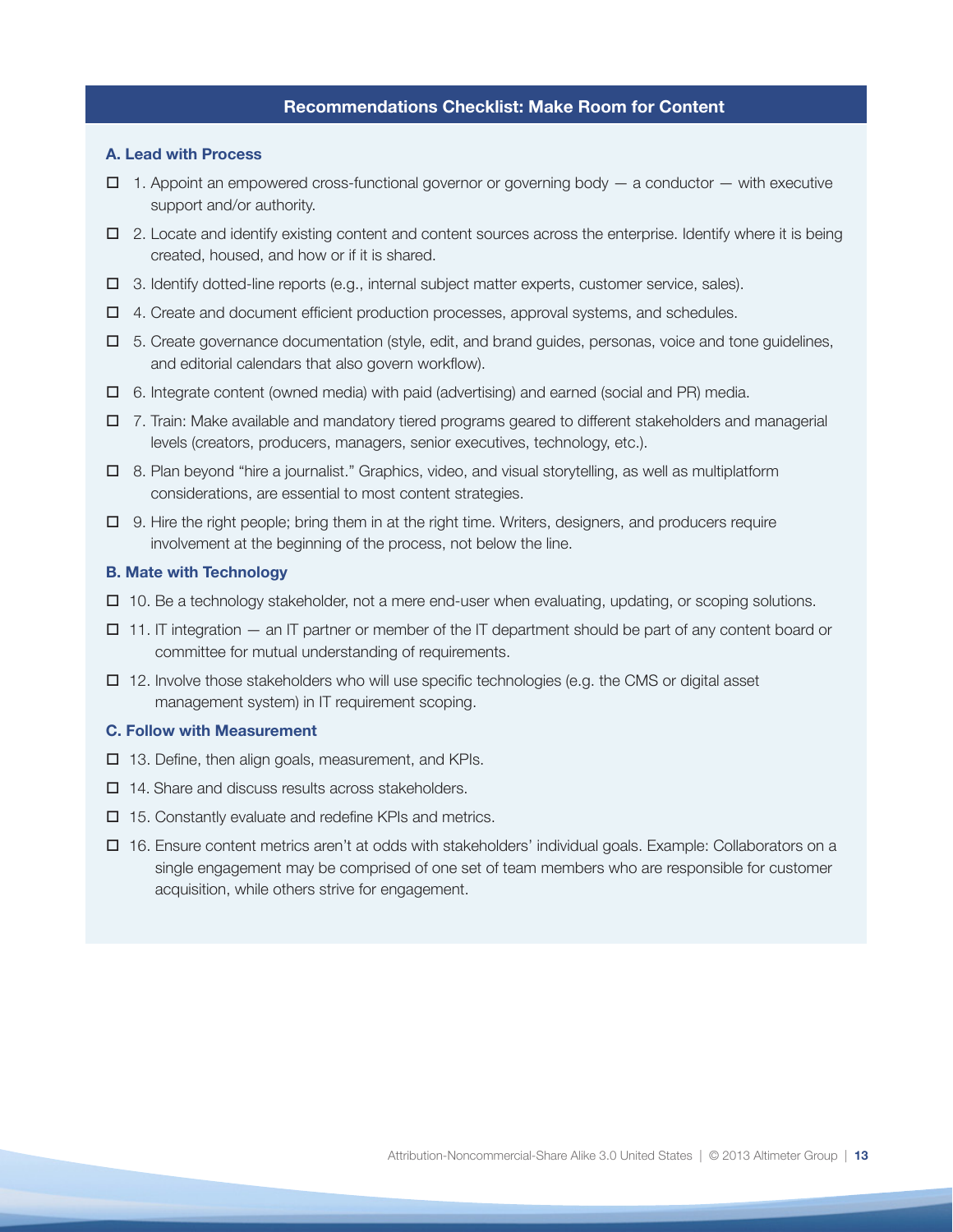## Recommendations Checklist: Make Room for Content

### A. Lead with Process

- ☐ 1. Appoint an empowered cross-functional governor or governing body — a conductor — with executive support and/or authority.
- ☐ 2. Locate and identify existing content and content sources across the enterprise. Identify where it is being created, housed, and how or if it is shared.
- ☐ 3. Identify dotted-line reports (e.g., internal subject matter experts, customer service, sales).
- ☐ 4. Create and document efficient production processes, approval systems, and schedules.
- ☐ 5. Create governance documentation (style, edit, and brand guides, personas, voice and tone guidelines, and editorial calendars that also govern workflow).
- ☐ 6. Integrate content (owned media) with paid (advertising) and earned (social and PR) media.
- ☐ 7. Train: Make available and mandatory tiered programs geared to different stakeholders and managerial levels (creators, producers, managers, senior executives, technology, etc.).
- ☐ 8. Plan beyond "hire a journalist." Graphics, video, and visual storytelling, as well as multiplatform considerations, are essential to most content strategies.
- ☐ 9. Hire the right people; bring them in at the right time. Writers, designers, and producers require involvement at the beginning of the process, not below the line.

### B. Mate with Technology

- ☐ 10. Be a technology stakeholder, not a mere end-user when evaluating, updating, or scoping solutions.
- ☐ 11. IT integration — an IT partner or member of the IT department should be part of any content board or committee for mutual understanding of requirements.
- ☐ 12. Involve those stakeholders who will use specific technologies (e.g. the CMS or digital asset management system) in IT requirement scoping.

### C. Follow with Measurement

- ☐ 13. Define, then align goals, measurement, and KPIs.
- ☐ 14. Share and discuss results across stakeholders.
- ☐ 15. Constantly evaluate and redefine KPIs and metrics.
- ☐ 16. Ensure content metrics aren't at odds with stakeholders' individual goals. Example: Collaborators on a single engagement may be comprised of one set of team members who are responsible for customer acquisition, while others strive for engagement.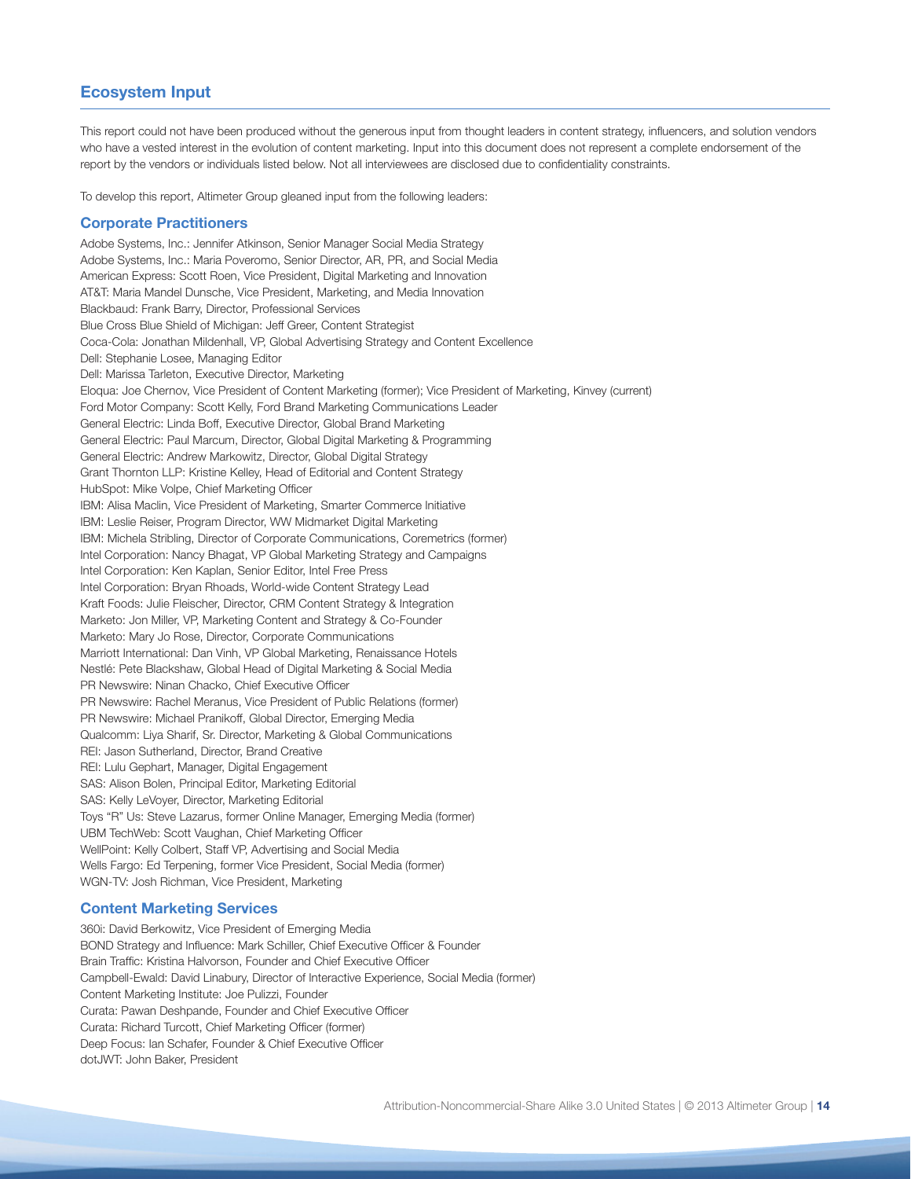## Ecosystem Input

This report could not have been produced without the generous input from thought leaders in content strategy, influencers, and solution vendors who have a vested interest in the evolution of content marketing. Input into this document does not represent a complete endorsement of the report by the vendors or individuals listed below. Not all interviewees are disclosed due to confidentiality constraints.

To develop this report, Altimeter Group gleaned input from the following leaders:

### Corporate Practitioners

Adobe Systems, Inc.: Jennifer Atkinson, Senior Manager Social Media Strategy
Adobe Systems, Inc.: Maria Poveromo, Senior Director, AR, PR, and Social Media
American Express: Scott Roen, Vice President, Digital Marketing and Innovation
AT&T: Maria Mandel Dunsche, Vice President, Marketing, and Media Innovation
Blackbaud: Frank Barry, Director, Professional Services
Blue Cross Blue Shield of Michigan: Jeff Greer, Content Strategist
Coca-Cola: Jonathan Mildenhall, VP, Global Advertising Strategy and Content Excellence
Dell: Stephanie Losee, Managing Editor
Dell: Marissa Tarleton, Executive Director, Marketing
Eloqua: Joe Chernov, Vice President of Content Marketing (former); Vice President of Marketing, Kinvey (current)
Ford Motor Company: Scott Kelly, Ford Brand Marketing Communications Leader
General Electric: Linda Boff, Executive Director, Global Brand Marketing
General Electric: Paul Marcum, Director, Global Digital Marketing & Programming
General Electric: Andrew Markowitz, Director, Global Digital Strategy
Grant Thornton LLP: Kristine Kelley, Head of Editorial and Content Strategy
HubSpot: Mike Volpe, Chief Marketing Officer
IBM: Alisa Maclin, Vice President of Marketing, Smarter Commerce Initiative
IBM: Leslie Reiser, Program Director, WW Midmarket Digital Marketing
IBM: Michela Stribling, Director of Corporate Communications, Coremetrics (former)
Intel Corporation: Nancy Bhagat, VP Global Marketing Strategy and Campaigns
Intel Corporation: Ken Kaplan, Senior Editor, Intel Free Press
Intel Corporation: Bryan Rhoads, World-wide Content Strategy Lead
Kraft Foods: Julie Fleischer, Director, CRM Content Strategy & Integration
Marketo: Jon Miller, VP, Marketing Content and Strategy & Co-Founder
Marketo: Mary Jo Rose, Director, Corporate Communications
Marriott International: Dan Vinh, VP Global Marketing, Renaissance Hotels
Nestlé: Pete Blackshaw, Global Head of Digital Marketing & Social Media
PR Newswire: Ninan Chacko, Chief Executive Officer
PR Newswire: Rachel Meranus, Vice President of Public Relations (former)
PR Newswire: Michael Pranikoff, Global Director, Emerging Media
Qualcomm: Liya Sharif, Sr. Director, Marketing & Global Communications
REI: Jason Sutherland, Director, Brand Creative
REI: Lulu Gephart, Manager, Digital Engagement
SAS: Alison Bolen, Principal Editor, Marketing Editorial
SAS: Kelly LeVoyer, Director, Marketing Editorial
Toys "R" Us: Steve Lazarus, former Online Manager, Emerging Media (former)
UBM TechWeb: Scott Vaughan, Chief Marketing Officer
WellPoint: Kelly Colbert, Staff VP, Advertising and Social Media
Wells Fargo: Ed Terpening, former Vice President, Social Media (former)
WGN-TV: Josh Richman, Vice President, Marketing

### Content Marketing Services

360i: David Berkowitz, Vice President of Emerging Media
BOND Strategy and Influence: Mark Schiller, Chief Executive Officer & Founder
Brain Traffic: Kristina Halvorson, Founder and Chief Executive Officer
Campbell-Ewald: David Linabury, Director of Interactive Experience, Social Media (former)
Content Marketing Institute: Joe Pulizzi, Founder
Curata: Pawan Deshpande, Founder and Chief Executive Officer
Curata: Richard Turcott, Chief Marketing Officer (former)
Deep Focus: Ian Schafer, Founder & Chief Executive Officer
dotJWT: John Baker, President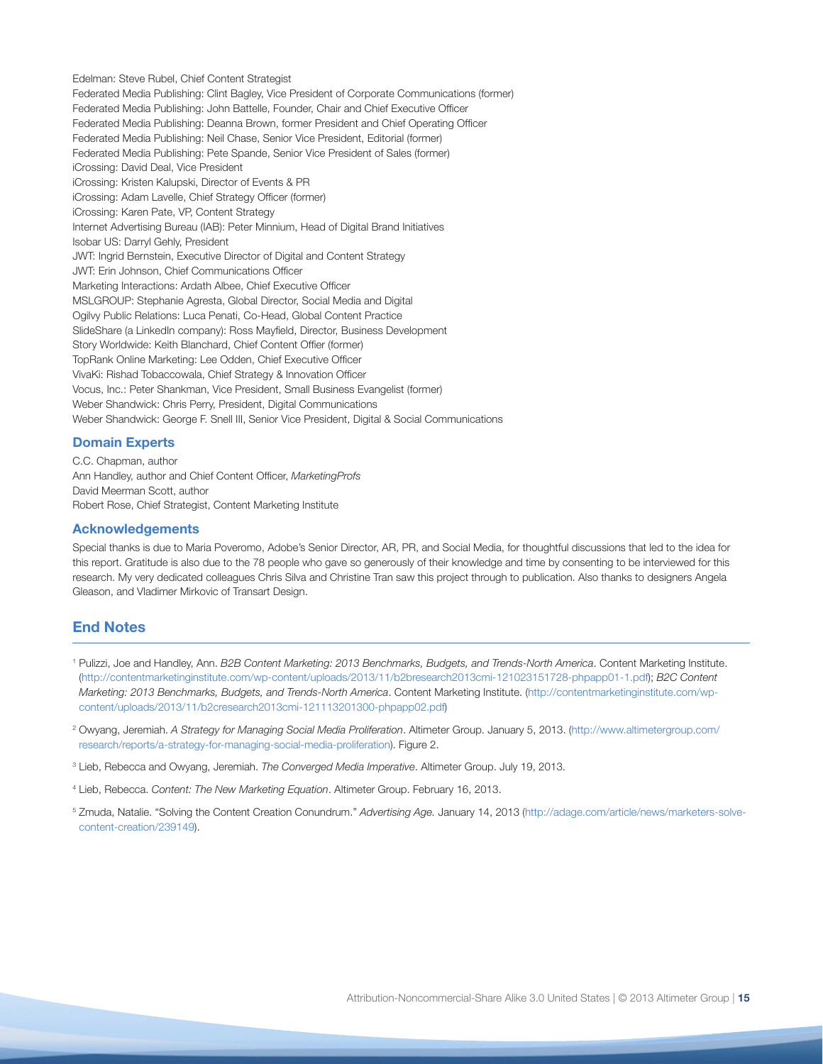Edelman: Steve Rubel, Chief Content Strategist
Federated Media Publishing: Clint Bagley, Vice President of Corporate Communications (former)
Federated Media Publishing: John Battelle, Founder, Chair and Chief Executive Officer
Federated Media Publishing: Deanna Brown, former President and Chief Operating Officer
Federated Media Publishing: Neil Chase, Senior Vice President, Editorial (former)
Federated Media Publishing: Pete Spande, Senior Vice President of Sales (former)
iCrossing: David Deal, Vice President
iCrossing: Kristen Kalupski, Director of Events & PR
iCrossing: Adam Lavelle, Chief Strategy Officer (former)
iCrossing: Karen Pate, VP, Content Strategy
Internet Advertising Bureau (IAB): Peter Minnium, Head of Digital Brand Initiatives
Isobar US: Darryl Gehly, President
JWT: Ingrid Bernstein, Executive Director of Digital and Content Strategy
JWT: Erin Johnson, Chief Communications Officer
Marketing Interactions: Ardath Albee, Chief Executive Officer
MSLGROUP: Stephanie Agresta, Global Director, Social Media and Digital
Ogilvy Public Relations: Luca Penati, Co-Head, Global Content Practice
SlideShare (a LinkedIn company): Ross Mayfield, Director, Business Development
Story Worldwide: Keith Blanchard, Chief Content Offier (former)
TopRank Online Marketing: Lee Odden, Chief Executive Officer
VivaKi: Rishad Tobaccowala, Chief Strategy & Innovation Officer
Vocus, Inc.: Peter Shankman, Vice President, Small Business Evangelist (former)
Weber Shandwick: Chris Perry, President, Digital Communications
Weber Shandwick: George F. Snell III, Senior Vice President, Digital & Social Communications

### Domain Experts

C.C. Chapman, author
Ann Handley, author and Chief Content Officer, *MarketingProfs*
David Meerman Scott, author
Robert Rose, Chief Strategist, Content Marketing Institute

### Acknowledgements

Special thanks is due to Maria Poveromo, Adobe's Senior Director, AR, PR, and Social Media, for thoughtful discussions that led to the idea for this report. Gratitude is also due to the 78 people who gave so generously of their knowledge and time by consenting to be interviewed for this research. My very dedicated colleagues Chris Silva and Christine Tran saw this project through to publication. Also thanks to designers Angela Gleason, and Vladimer Mirkovic of Transart Design.

## End Notes

[1] Pulizzi, Joe and Handley, Ann. *B2B Content Marketing: 2013 Benchmarks, Budgets, and Trends-North America*. Content Marketing Institute. (http://contentmarketinginstitute.com/wp-content/uploads/2013/11/b2bresearch2013cmi-121023151728-phpapp01-1.pdf); *B2C Content Marketing: 2013 Benchmarks, Budgets, and Trends-North America*. Content Marketing Institute. (http://contentmarketinginstitute.com/wp-content/uploads/2013/11/b2cresearch2013cmi-121113201300-phpapp02.pdf)

[2] Owyang, Jeremiah. *A Strategy for Managing Social Media Proliferation*. Altimeter Group. January 5, 2013. (http://www.altimetergroup.com/research/reports/a-strategy-for-managing-social-media-proliferation). Figure 2.

[3] Lieb, Rebecca and Owyang, Jeremiah. *The Converged Media Imperative*. Altimeter Group. July 19, 2013.

[4] Lieb, Rebecca. *Content: The New Marketing Equation*. Altimeter Group. February 16, 2013.

[5] Zmuda, Natalie. "Solving the Content Creation Conundrum." *Advertising Age.* January 14, 2013 (http://adage.com/article/news/marketers-solve-content-creation/239149).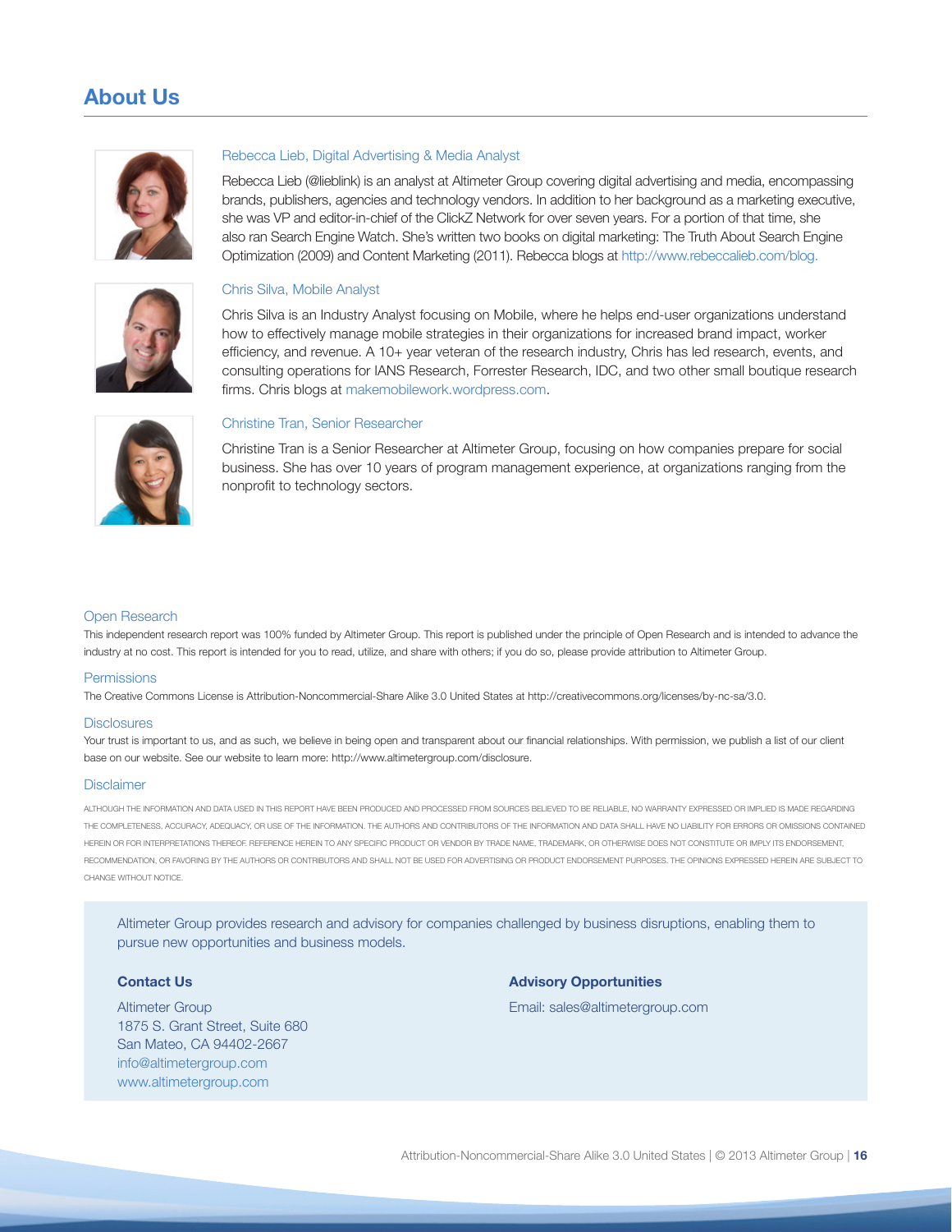## About Us

### Rebecca Lieb, Digital Advertising & Media Analyst

Rebecca Lieb (@lieblink) is an analyst at Altimeter Group covering digital advertising and media, encompassing brands, publishers, agencies and technology vendors. In addition to her background as a marketing executive, she was VP and editor-in-chief of the ClickZ Network for over seven years. For a portion of that time, she also ran Search Engine Watch. She's written two books on digital marketing: The Truth About Search Engine Optimization (2009) and Content Marketing (2011). Rebecca blogs at http://www.rebeccalieb.com/blog.

### Chris Silva, Mobile Analyst

Chris Silva is an Industry Analyst focusing on Mobile, where he helps end-user organizations understand how to effectively manage mobile strategies in their organizations for increased brand impact, worker efficiency, and revenue. A 10+ year veteran of the research industry, Chris has led research, events, and consulting operations for IANS Research, Forrester Research, IDC, and two other small boutique research firms. Chris blogs at makemobilework.wordpress.com.

### Christine Tran, Senior Researcher

Christine Tran is a Senior Researcher at Altimeter Group, focusing on how companies prepare for social business. She has over 10 years of program management experience, at organizations ranging from the nonprofit to technology sectors.

### Open Research

This independent research report was 100% funded by Altimeter Group. This report is published under the principle of Open Research and is intended to advance the industry at no cost. This report is intended for you to read, utilize, and share with others; if you do so, please provide attribution to Altimeter Group.

### Permissions

The Creative Commons License is Attribution-Noncommercial-Share Alike 3.0 United States at http://creativecommons.org/licenses/by-nc-sa/3.0.

### Disclosures

Your trust is important to us, and as such, we believe in being open and transparent about our financial relationships. With permission, we publish a list of our client base on our website. See our website to learn more: http://www.altimetergroup.com/disclosure.

### Disclaimer

ALTHOUGH THE INFORMATION AND DATA USED IN THIS REPORT HAVE BEEN PRODUCED AND PROCESSED FROM SOURCES BELIEVED TO BE RELIABLE, NO WARRANTY EXPRESSED OR IMPLIED IS MADE REGARDING THE COMPLETENESS, ACCURACY, ADEQUACY, OR USE OF THE INFORMATION. THE AUTHORS AND CONTRIBUTORS OF THE INFORMATION AND DATA SHALL HAVE NO LIABILITY FOR ERRORS OR OMISSIONS CONTAINED HEREIN OR FOR INTERPRETATIONS THEREOF. REFERENCE HEREIN TO ANY SPECIFIC PRODUCT OR VENDOR BY TRADE NAME, TRADEMARK, OR OTHERWISE DOES NOT CONSTITUTE OR IMPLY ITS ENDORSEMENT, RECOMMENDATION, OR FAVORING BY THE AUTHORS OR CONTRIBUTORS AND SHALL NOT BE USED FOR ADVERTISING OR PRODUCT ENDORSEMENT PURPOSES. THE OPINIONS EXPRESSED HEREIN ARE SUBJECT TO CHANGE WITHOUT NOTICE.

Altimeter Group provides research and advisory for companies challenged by business disruptions, enabling them to pursue new opportunities and business models.

**Contact Us**

Altimeter Group
1875 S. Grant Street, Suite 680
San Mateo, CA 94402-2667
info@altimetergroup.com
www.altimetergroup.com

**Advisory Opportunities**

Email: sales@altimetergroup.com

Attribution-Noncommercial-Share Alike 3.0 United States | © 2013 Altimeter Group